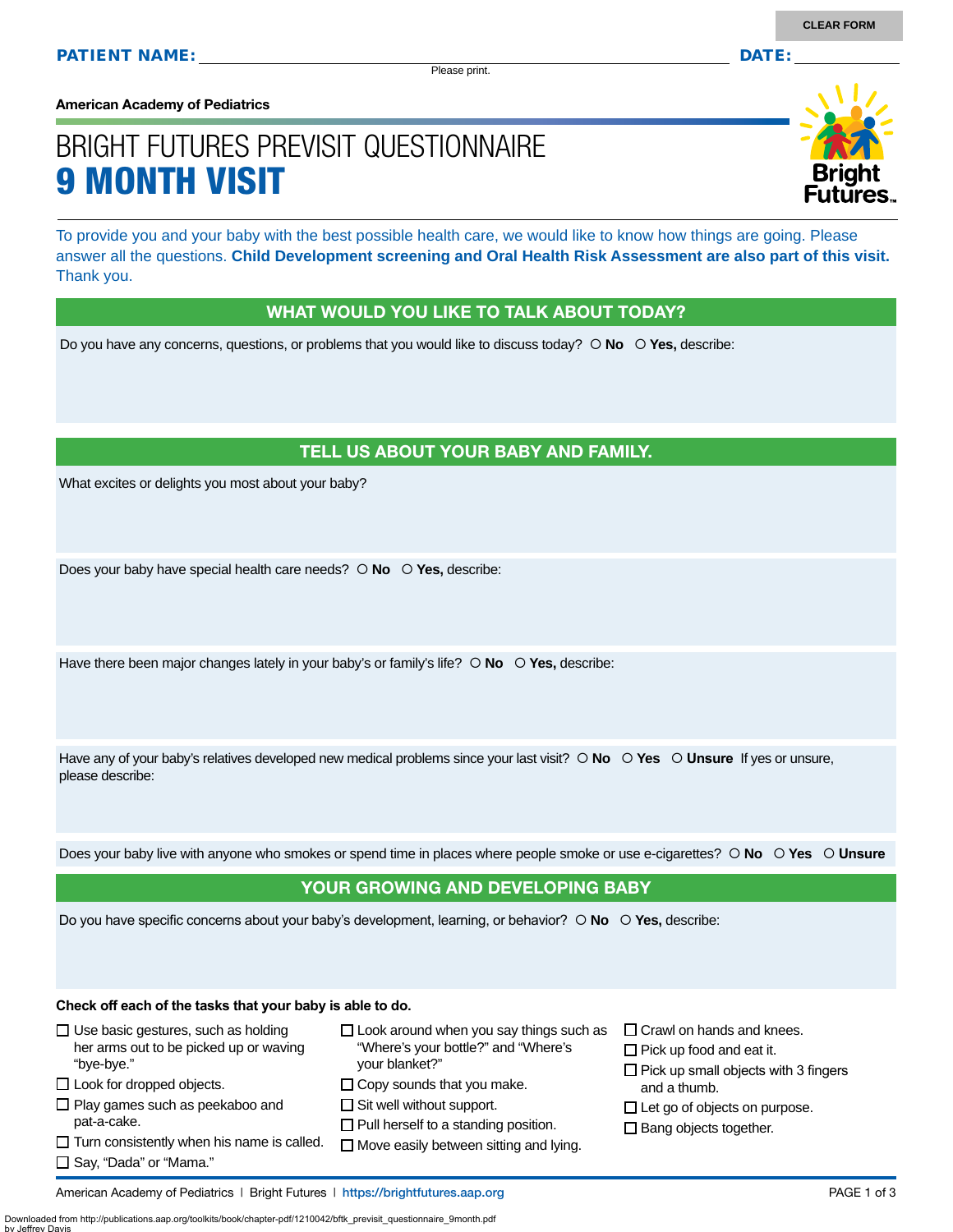CLEAR FORM

**PATIENT NAME:** ______________________________ **DATE:** __________

Please print.

**American Academy of Pediatrics**

# BRIGHT FUTURES PREVISIT QUESTIONNAIRE
# 9 MONTH VISIT

Bright Futures™

To provide you and your baby with the best possible health care, we would like to know how things are going. Please answer all the questions. **Child Development screening and Oral Health Risk Assessment are also part of this visit.** Thank you.

## WHAT WOULD YOU LIKE TO TALK ABOUT TODAY?

Do you have any concerns, questions, or problems that you would like to discuss today? ○ **No** ○ **Yes,** describe:

## TELL US ABOUT YOUR BABY AND FAMILY.

What excites or delights you most about your baby?

Does your baby have special health care needs? ○ **No** ○ **Yes,** describe:

Have there been major changes lately in your baby's or family's life? ○ **No** ○ **Yes,** describe:

Have any of your baby's relatives developed new medical problems since your last visit? ○ **No** ○ **Yes** ○ **Unsure** If yes or unsure, please describe:

Does your baby live with anyone who smokes or spend time in places where people smoke or use e-cigarettes? ○ **No** ○ **Yes** ○ **Unsure**

## YOUR GROWING AND DEVELOPING BABY

Do you have specific concerns about your baby's development, learning, or behavior? ○ **No** ○ **Yes,** describe:

**Check off each of the tasks that your baby is able to do.**

- ☐ Use basic gestures, such as holding her arms out to be picked up or waving "bye-bye."
- ☐ Look for dropped objects.
- ☐ Play games such as peekaboo and pat-a-cake.
- ☐ Turn consistently when his name is called.
- ☐ Say, "Dada" or "Mama."
- ☐ Look around when you say things such as "Where's your bottle?" and "Where's your blanket?"
- ☐ Copy sounds that you make.
- ☐ Sit well without support.
- ☐ Pull herself to a standing position.
- ☐ Move easily between sitting and lying.
- ☐ Crawl on hands and knees.
- ☐ Pick up food and eat it.
- ☐ Pick up small objects with 3 fingers and a thumb.
- ☐ Let go of objects on purpose.
- ☐ Bang objects together.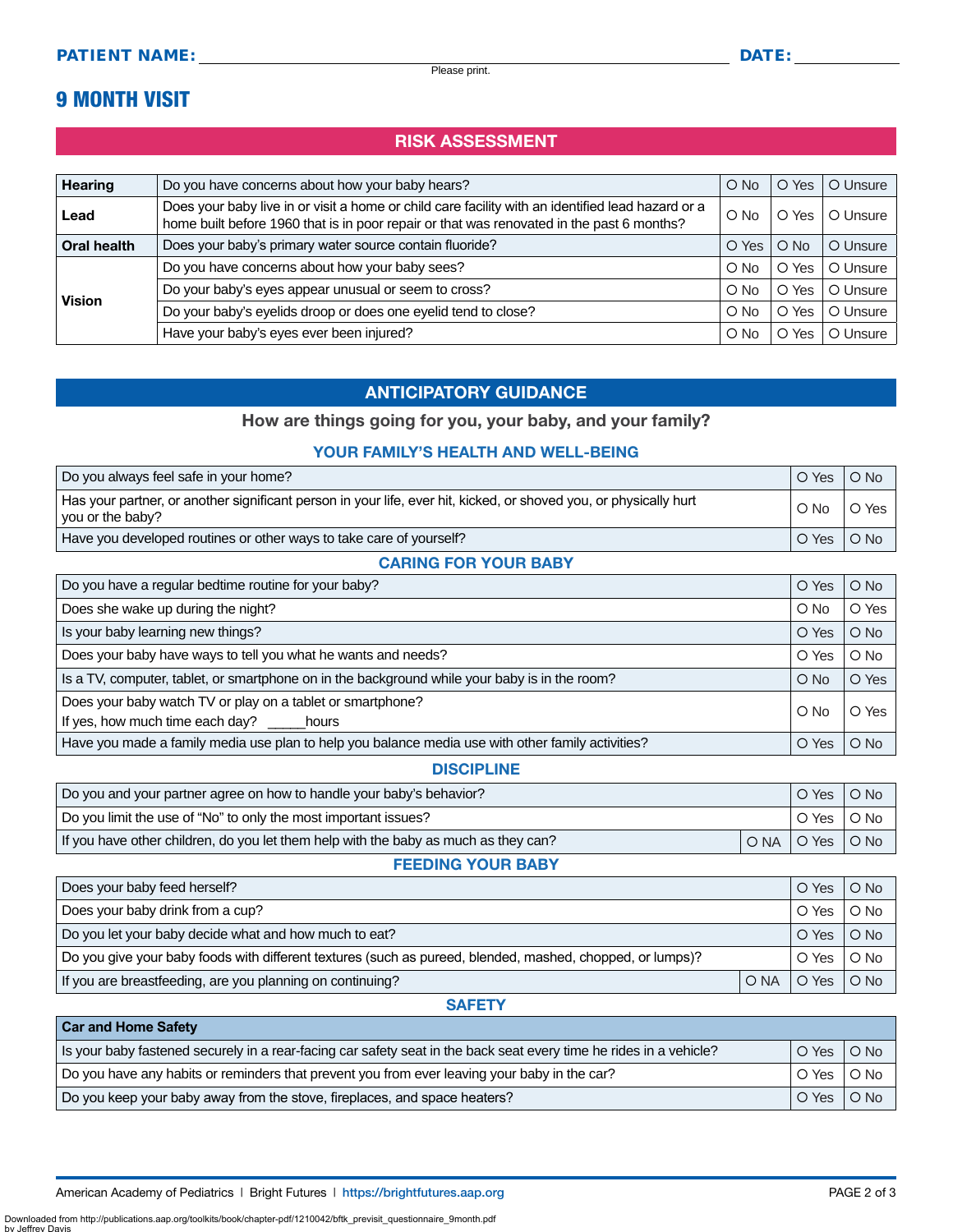**PATIENT NAME:** ______________________________ **DATE:** __________

Please print.

# 9 MONTH VISIT

## RISK ASSESSMENT

| | | | | |
|---|---|---|---|---|
| **Hearing** | Do you have concerns about how your baby hears? | O No | O Yes | O Unsure |
| **Lead** | Does your baby live in or visit a home or child care facility with an identified lead hazard or a home built before 1960 that is in poor repair or that was renovated in the past 6 months? | O No | O Yes | O Unsure |
| **Oral health** | Does your baby's primary water source contain fluoride? | O Yes | O No | O Unsure |
| **Vision** | Do you have concerns about how your baby sees? | O No | O Yes | O Unsure |
| | Do your baby's eyes appear unusual or seem to cross? | O No | O Yes | O Unsure |
| | Do your baby's eyelids droop or does one eyelid tend to close? | O No | O Yes | O Unsure |
| | Have your baby's eyes ever been injured? | O No | O Yes | O Unsure |

## ANTICIPATORY GUIDANCE

**How are things going for you, your baby, and your family?**

### YOUR FAMILY'S HEALTH AND WELL-BEING

| | | | |
|---|---|---|---|
| Do you always feel safe in your home? | | O Yes | O No |
| Has your partner, or another significant person in your life, ever hit, kicked, or shoved you, or physically hurt you or the baby? | | O No | O Yes |
| Have you developed routines or other ways to take care of yourself? | | O Yes | O No |

### CARING FOR YOUR BABY

| | | | |
|---|---|---|---|
| Do you have a regular bedtime routine for your baby? | | O Yes | O No |
| Does she wake up during the night? | | O No | O Yes |
| Is your baby learning new things? | | O Yes | O No |
| Does your baby have ways to tell you what he wants and needs? | | O Yes | O No |
| Is a TV, computer, tablet, or smartphone on in the background while your baby is in the room? | | O No | O Yes |
| Does your baby watch TV or play on a tablet or smartphone? If yes, how much time each day? _____hours | | O No | O Yes |
| Have you made a family media use plan to help you balance media use with other family activities? | | O Yes | O No |

### DISCIPLINE

| | | | |
|---|---|---|---|
| Do you and your partner agree on how to handle your baby's behavior? | | O Yes | O No |
| Do you limit the use of "No" to only the most important issues? | | O Yes | O No |
| If you have other children, do you let them help with the baby as much as they can? | O NA | O Yes | O No |

### FEEDING YOUR BABY

| | | | |
|---|---|---|---|
| Does your baby feed herself? | | O Yes | O No |
| Does your baby drink from a cup? | | O Yes | O No |
| Do you let your baby decide what and how much to eat? | | O Yes | O No |
| Do you give your baby foods with different textures (such as pureed, blended, mashed, chopped, or lumps)? | | O Yes | O No |
| If you are breastfeeding, are you planning on continuing? | O NA | O Yes | O No |

### SAFETY

| **Car and Home Safety** | | |
|---|---|---|
| Is your baby fastened securely in a rear-facing car safety seat in the back seat every time he rides in a vehicle? | O Yes | O No |
| Do you have any habits or reminders that prevent you from ever leaving your baby in the car? | O Yes | O No |
| Do you keep your baby away from the stove, fireplaces, and space heaters? | O Yes | O No |

American Academy of Pediatrics | Bright Futures | https://brightfutures.aap.org

Downloaded from http://publications.aap.org/toolkits/book/chapter-pdf/1210042/bftk_previsit_questionnaire_9month.pdf by Jeffrey Davis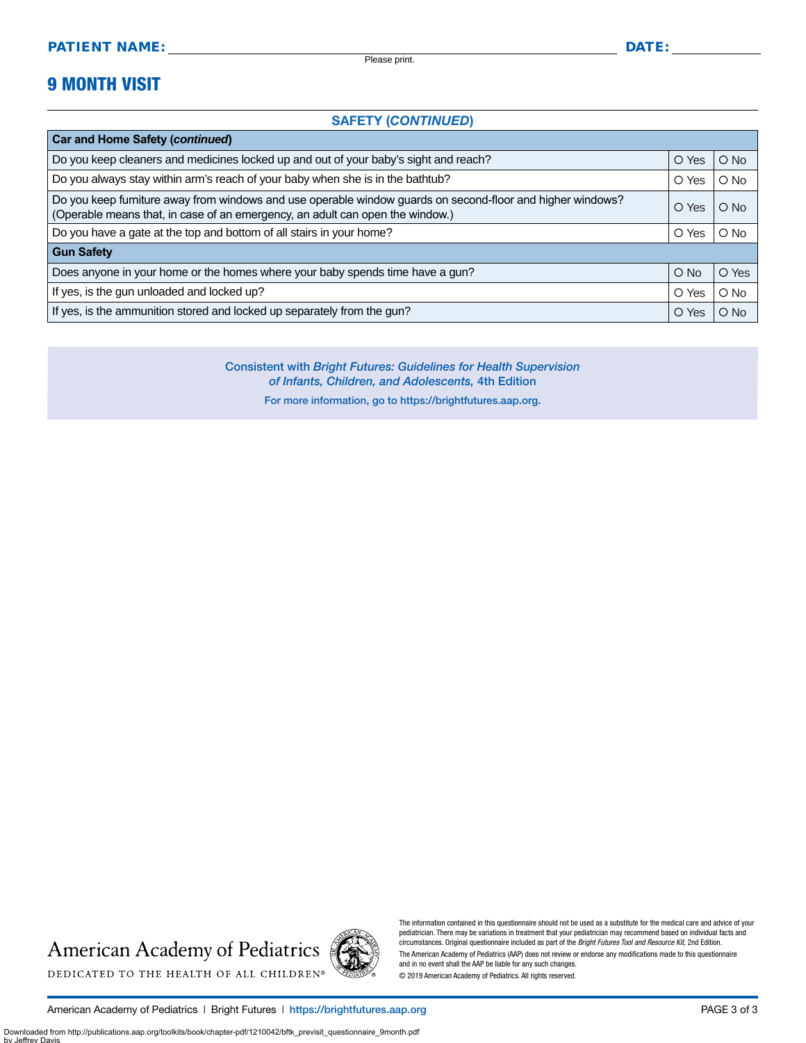**PATIENT NAME:** ________________________________ **DATE:** ____________

Please print.

# 9 MONTH VISIT

## SAFETY (*CONTINUED*)

| **Car and Home Safety (*continued*)** | | |
|---|---|---|
| Do you keep cleaners and medicines locked up and out of your baby's sight and reach? | ○ Yes | ○ No |
| Do you always stay within arm's reach of your baby when she is in the bathtub? | ○ Yes | ○ No |
| Do you keep furniture away from windows and use operable window guards on second-floor and higher windows? (Operable means that, in case of an emergency, an adult can open the window.) | ○ Yes | ○ No |
| Do you have a gate at the top and bottom of all stairs in your home? | ○ Yes | ○ No |
| **Gun Safety** | | |
| Does anyone in your home or the homes where your baby spends time have a gun? | ○ No | ○ Yes |
| If yes, is the gun unloaded and locked up? | ○ Yes | ○ No |
| If yes, is the ammunition stored and locked up separately from the gun? | ○ Yes | ○ No |

Consistent with *Bright Futures: Guidelines for Health Supervision of Infants, Children, and Adolescents,* 4th Edition

For more information, go to https://brightfutures.aap.org.

American Academy of Pediatrics

DEDICATED TO THE HEALTH OF ALL CHILDREN®

The information contained in this questionnaire should not be used as a substitute for the medical care and advice of your pediatrician. There may be variations in treatment that your pediatrician may recommend based on individual facts and circumstances. Original questionnaire included as part of the *Bright Futures Tool and Resource Kit,* 2nd Edition.

The American Academy of Pediatrics (AAP) does not review or endorse any modifications made to this questionnaire and in no event shall the AAP be liable for any such changes.

© 2019 American Academy of Pediatrics. All rights reserved.